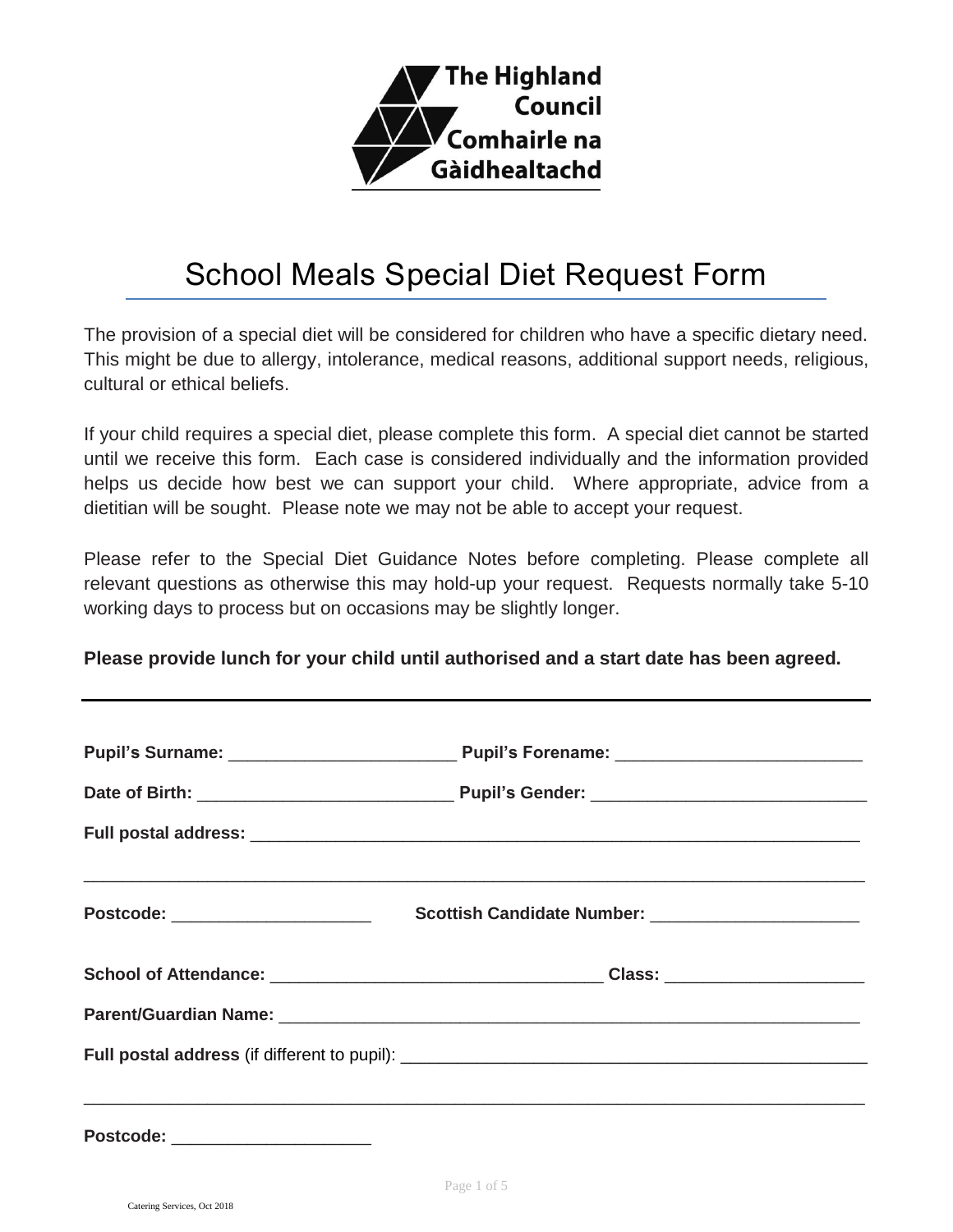The Highland Council
Comhairle na Gàidhealtachd

# School Meals Special Diet Request Form

The provision of a special diet will be considered for children who have a specific dietary need. This might be due to allergy, intolerance, medical reasons, additional support needs, religious, cultural or ethical beliefs.

If your child requires a special diet, please complete this form. A special diet cannot be started until we receive this form. Each case is considered individually and the information provided helps us decide how best we can support your child. Where appropriate, advice from a dietitian will be sought. Please note we may not be able to accept your request.

Please refer to the Special Diet Guidance Notes before completing. Please complete all relevant questions as otherwise this may hold-up your request. Requests normally take 5-10 working days to process but on occasions may be slightly longer.

**Please provide lunch for your child until authorised and a start date has been agreed.**

---

**Pupil's Surname:** ________________________ **Pupil's Forename:** __________________________

**Date of Birth:** ___________________________ **Pupil's Gender:** _____________________________

**Full postal address:** _________________________________________________________________

_______________________________________________________________________________

**Postcode:** ____________________ **Scottish Candidate Number:** _____________________

**School of Attendance:** __________________________________ **Class:** ____________________

**Parent/Guardian Name:** _______________________________________________________________

**Full postal address** (if different to pupil): _______________________________________________

_______________________________________________________________________________

**Postcode:** ____________________

Catering Services, Oct 2018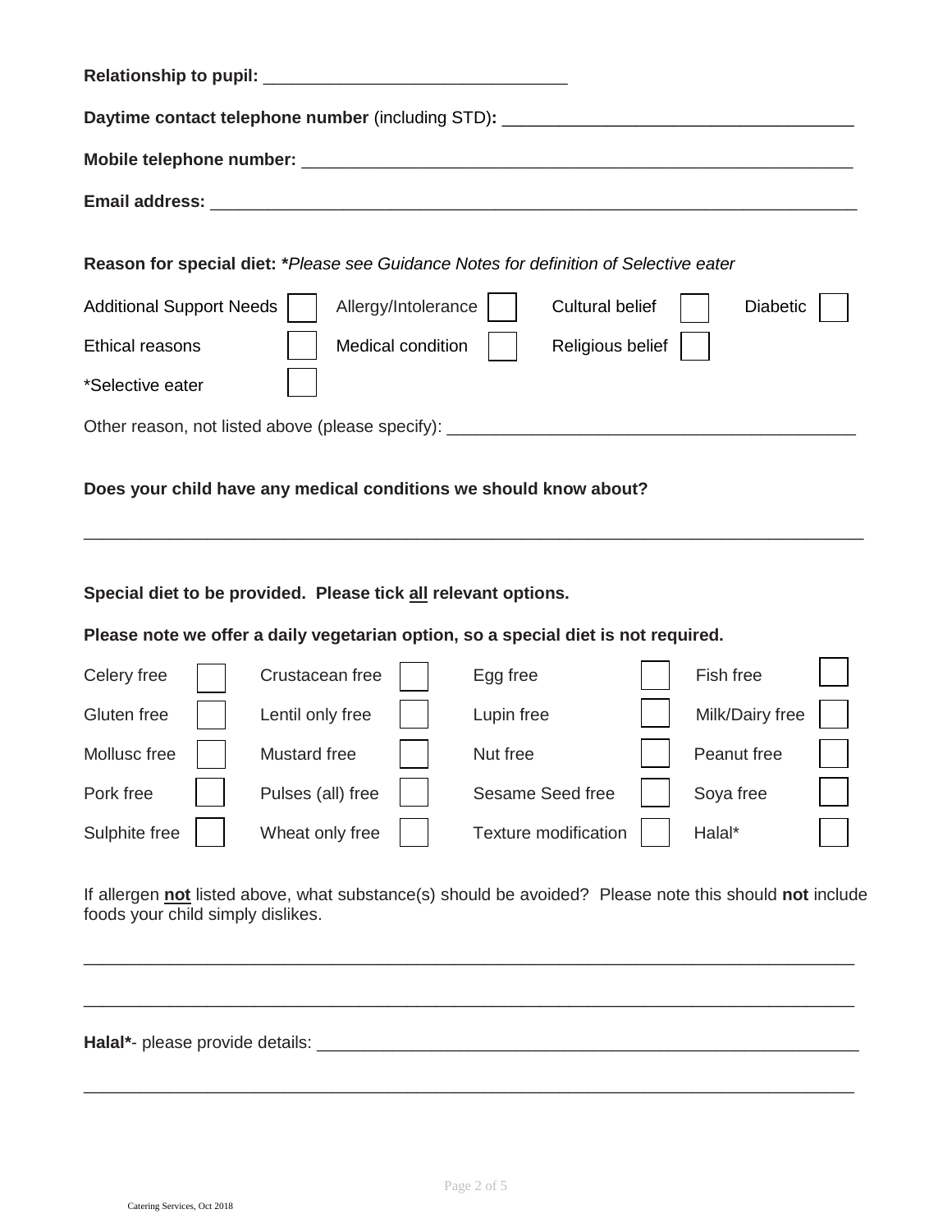**Relationship to pupil:** ________________________________

**Daytime contact telephone number** (including STD)**:** ____________________________________

**Mobile telephone number:** ____________________________________________________________

**Email address:** ______________________________________________________________________

**Reason for special diet: \****Please see Guidance Notes for definition of Selective eater*

| | | | | | | | |
|---|---|---|---|---|---|---|---|
| Additional Support Needs | ☐ | Allergy/Intolerance | ☐ | Cultural belief | ☐ | Diabetic | ☐ |
| Ethical reasons | ☐ | Medical condition | ☐ | Religious belief | ☐ | | |
| *Selective eater | ☐ | | | | | | |

Other reason, not listed above (please specify): ____________________________________________

**Does your child have any medical conditions we should know about?**

_____________________________________________________________________________________

**Special diet to be provided. Please tick all relevant options.**

**Please note we offer a daily vegetarian option, so a special diet is not required.**

| | | | | | | | |
|---|---|---|---|---|---|---|---|
| Celery free | ☐ | Crustacean free | ☐ | Egg free | ☐ | Fish free | ☐ |
| Gluten free | ☐ | Lentil only free | ☐ | Lupin free | ☐ | Milk/Dairy free | ☐ |
| Mollusc free | ☐ | Mustard free | ☐ | Nut free | ☐ | Peanut free | ☐ |
| Pork free | ☐ | Pulses (all) free | ☐ | Sesame Seed free | ☐ | Soya free | ☐ |
| Sulphite free | ☐ | Wheat only free | ☐ | Texture modification | ☐ | Halal* | ☐ |

If allergen **not** listed above, what substance(s) should be avoided? Please note this should **not** include foods your child simply dislikes.

_____________________________________________________________________________________

_____________________________________________________________________________________

**Halal\***- please provide details: _____________________________________________________

_____________________________________________________________________________________

Catering Services, Oct 2018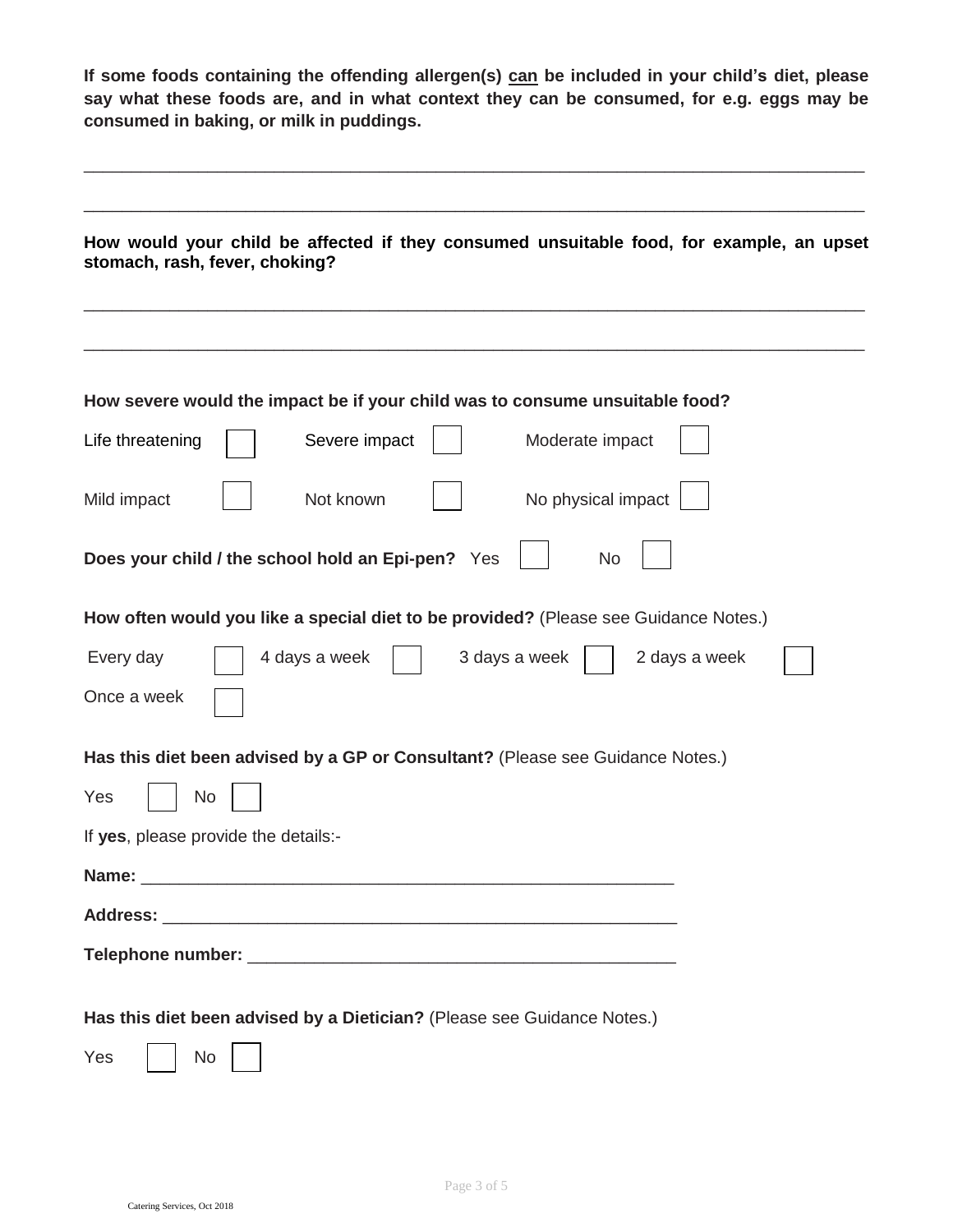**If some foods containing the offending allergen(s) <u>can</u> be included in your child's diet, please say what these foods are, and in what context they can be consumed, for e.g. eggs may be consumed in baking, or milk in puddings.**

\_\_\_\_\_\_\_\_\_\_\_\_\_\_\_\_\_\_\_\_\_\_\_\_\_\_\_\_\_\_\_\_\_\_\_\_\_\_\_\_\_\_\_\_\_\_\_\_\_\_\_\_\_\_\_\_\_\_\_\_\_\_\_\_\_\_\_\_\_\_\_\_\_\_\_\_\_\_

\_\_\_\_\_\_\_\_\_\_\_\_\_\_\_\_\_\_\_\_\_\_\_\_\_\_\_\_\_\_\_\_\_\_\_\_\_\_\_\_\_\_\_\_\_\_\_\_\_\_\_\_\_\_\_\_\_\_\_\_\_\_\_\_\_\_\_\_\_\_\_\_\_\_\_\_\_\_

**How would your child be affected if they consumed unsuitable food, for example, an upset stomach, rash, fever, choking?**

\_\_\_\_\_\_\_\_\_\_\_\_\_\_\_\_\_\_\_\_\_\_\_\_\_\_\_\_\_\_\_\_\_\_\_\_\_\_\_\_\_\_\_\_\_\_\_\_\_\_\_\_\_\_\_\_\_\_\_\_\_\_\_\_\_\_\_\_\_\_\_\_\_\_\_\_\_\_

\_\_\_\_\_\_\_\_\_\_\_\_\_\_\_\_\_\_\_\_\_\_\_\_\_\_\_\_\_\_\_\_\_\_\_\_\_\_\_\_\_\_\_\_\_\_\_\_\_\_\_\_\_\_\_\_\_\_\_\_\_\_\_\_\_\_\_\_\_\_\_\_\_\_\_\_\_\_

**How severe would the impact be if your child was to consume unsuitable food?**

Life threatening ☐ Severe impact ☐ Moderate impact ☐

Mild impact ☐ Not known ☐ No physical impact ☐

**Does your child / the school hold an Epi-pen?** Yes ☐ No ☐

**How often would you like a special diet to be provided?** (Please see Guidance Notes.)

Every day ☐ 4 days a week ☐ 3 days a week ☐ 2 days a week ☐

Once a week ☐

**Has this diet been advised by a GP or Consultant?** (Please see Guidance Notes.)

Yes ☐ No ☐

If **yes**, please provide the details:-

**Name:** \_\_\_\_\_\_\_\_\_\_\_\_\_\_\_\_\_\_\_\_\_\_\_\_\_\_\_\_\_\_\_\_\_\_\_\_\_\_\_\_\_\_\_\_\_\_\_\_\_\_\_\_\_\_\_\_

**Address:** \_\_\_\_\_\_\_\_\_\_\_\_\_\_\_\_\_\_\_\_\_\_\_\_\_\_\_\_\_\_\_\_\_\_\_\_\_\_\_\_\_\_\_\_\_\_\_\_\_\_\_\_\_\_\_

**Telephone number:** \_\_\_\_\_\_\_\_\_\_\_\_\_\_\_\_\_\_\_\_\_\_\_\_\_\_\_\_\_\_\_\_\_\_\_\_\_\_\_\_\_\_\_\_\_

**Has this diet been advised by a Dietician?** (Please see Guidance Notes.)

Yes ☐ No ☐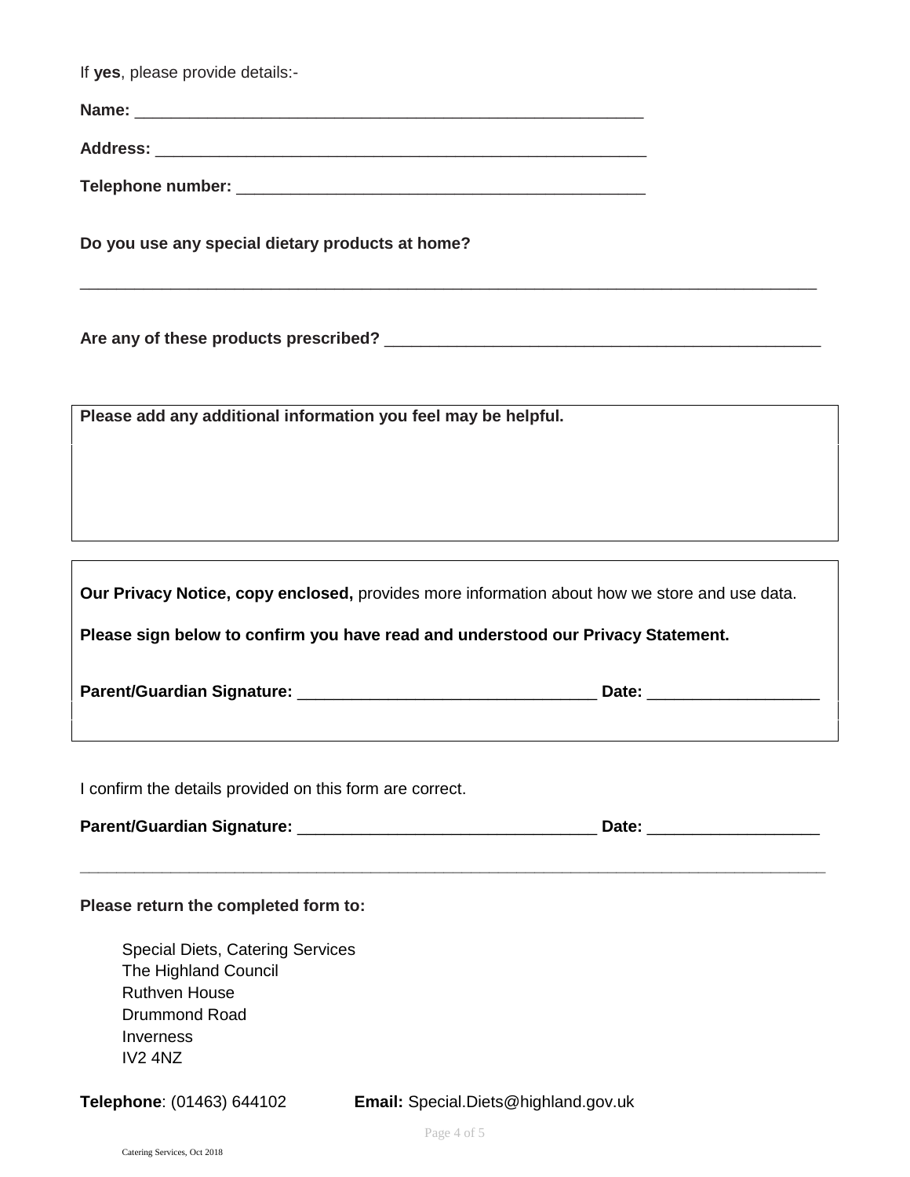If **yes**, please provide details:-

**Name:** ___________________________________________________________

**Address:** _________________________________________________________

**Telephone number:** ______________________________________________

**Do you use any special dietary products at home?**

_____________________________________________________________________________________

**Are any of these products prescribed?** ___________________________________________________

**Please add any additional information you feel may be helpful.**

**Our Privacy Notice, copy enclosed,** provides more information about how we store and use data.

**Please sign below to confirm you have read and understood our Privacy Statement.**

**Parent/Guardian Signature:** _________________________________ **Date:** __________________

I confirm the details provided on this form are correct.

**Parent/Guardian Signature:** _________________________________ **Date:** __________________

---

**Please return the completed form to:**

Special Diets, Catering Services
The Highland Council
Ruthven House
Drummond Road
Inverness
IV2 4NZ

**Telephone**: (01463) 644102 **Email:** Special.Diets@highland.gov.uk

Catering Services, Oct 2018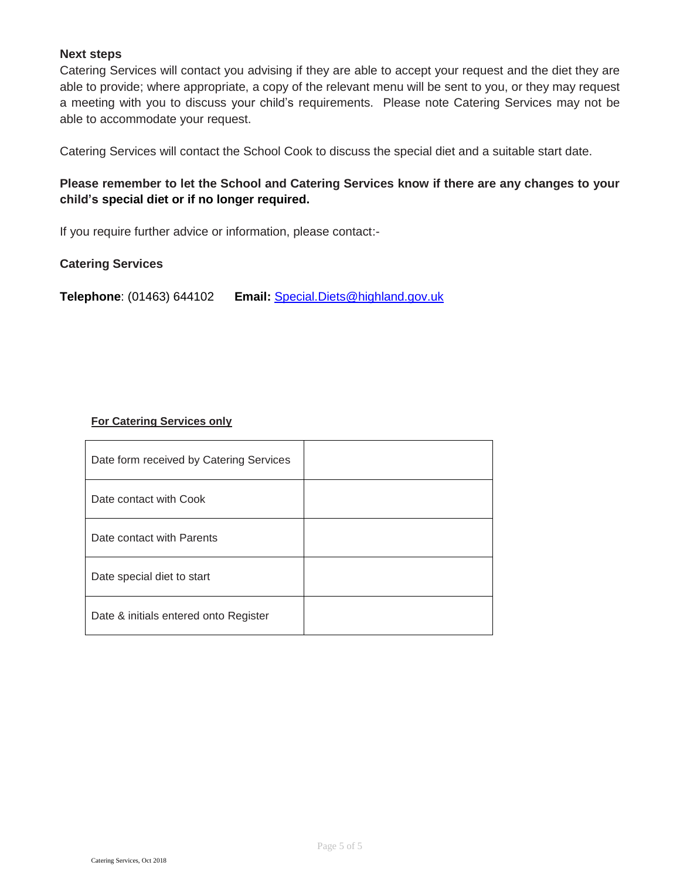**Next steps**

Catering Services will contact you advising if they are able to accept your request and the diet they are able to provide; where appropriate, a copy of the relevant menu will be sent to you, or they may request a meeting with you to discuss your child's requirements. Please note Catering Services may not be able to accommodate your request.

Catering Services will contact the School Cook to discuss the special diet and a suitable start date.

**Please remember to let the School and Catering Services know if there are any changes to your child's special diet or if no longer required.**

If you require further advice or information, please contact:-

**Catering Services**

**Telephone**: (01463) 644102 **Email:** Special.Diets@highland.gov.uk

**For Catering Services only**

| | |
|---|---|
| Date form received by Catering Services | |
| Date contact with Cook | |
| Date contact with Parents | |
| Date special diet to start | |
| Date & initials entered onto Register | |

Catering Services, Oct 2018